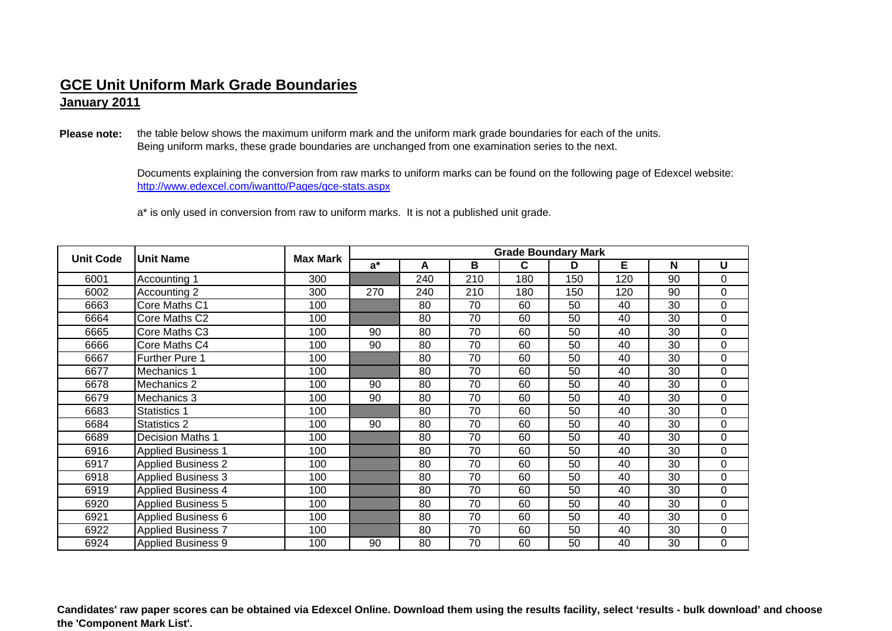## GCE Unit Uniform Mark Grade Boundaries

**January 2011**

**Please note:** the table below shows the maximum uniform mark and the uniform mark grade boundaries for each of the units. Being uniform marks, these grade boundaries are unchanged from one examination series to the next.

Documents explaining the conversion from raw marks to uniform marks can be found on the following page of Edexcel website: [http://www.edexcel.com/iwantto/Pages/gce-stats.aspx](http://www.edexcel.com/iwantto/Pages/gce-stats.aspx)

a* is only used in conversion from raw to uniform marks. It is not a published unit grade.

| Unit Code | Unit Name | Max Mark | Grade Boundary Mark | | | | | | | |
|---|---|---|---|---|---|---|---|---|---|---|
| | | | a* | A | B | C | D | E | N | U |
| 6001 | Accounting 1 | 300 | | 240 | 210 | 180 | 150 | 120 | 90 | 0 |
| 6002 | Accounting 2 | 300 | 270 | 240 | 210 | 180 | 150 | 120 | 90 | 0 |
| 6663 | Core Maths C1 | 100 | | 80 | 70 | 60 | 50 | 40 | 30 | 0 |
| 6664 | Core Maths C2 | 100 | | 80 | 70 | 60 | 50 | 40 | 30 | 0 |
| 6665 | Core Maths C3 | 100 | 90 | 80 | 70 | 60 | 50 | 40 | 30 | 0 |
| 6666 | Core Maths C4 | 100 | 90 | 80 | 70 | 60 | 50 | 40 | 30 | 0 |
| 6667 | Further Pure 1 | 100 | | 80 | 70 | 60 | 50 | 40 | 30 | 0 |
| 6677 | Mechanics 1 | 100 | | 80 | 70 | 60 | 50 | 40 | 30 | 0 |
| 6678 | Mechanics 2 | 100 | 90 | 80 | 70 | 60 | 50 | 40 | 30 | 0 |
| 6679 | Mechanics 3 | 100 | 90 | 80 | 70 | 60 | 50 | 40 | 30 | 0 |
| 6683 | Statistics 1 | 100 | | 80 | 70 | 60 | 50 | 40 | 30 | 0 |
| 6684 | Statistics 2 | 100 | 90 | 80 | 70 | 60 | 50 | 40 | 30 | 0 |
| 6689 | Decision Maths 1 | 100 | | 80 | 70 | 60 | 50 | 40 | 30 | 0 |
| 6916 | Applied Business 1 | 100 | | 80 | 70 | 60 | 50 | 40 | 30 | 0 |
| 6917 | Applied Business 2 | 100 | | 80 | 70 | 60 | 50 | 40 | 30 | 0 |
| 6918 | Applied Business 3 | 100 | | 80 | 70 | 60 | 50 | 40 | 30 | 0 |
| 6919 | Applied Business 4 | 100 | | 80 | 70 | 60 | 50 | 40 | 30 | 0 |
| 6920 | Applied Business 5 | 100 | | 80 | 70 | 60 | 50 | 40 | 30 | 0 |
| 6921 | Applied Business 6 | 100 | | 80 | 70 | 60 | 50 | 40 | 30 | 0 |
| 6922 | Applied Business 7 | 100 | | 80 | 70 | 60 | 50 | 40 | 30 | 0 |
| 6924 | Applied Business 9 | 100 | 90 | 80 | 70 | 60 | 50 | 40 | 30 | 0 |

**Candidates' raw paper scores can be obtained via Edexcel Online. Download them using the results facility, select 'results - bulk download' and choose the 'Component Mark List'.**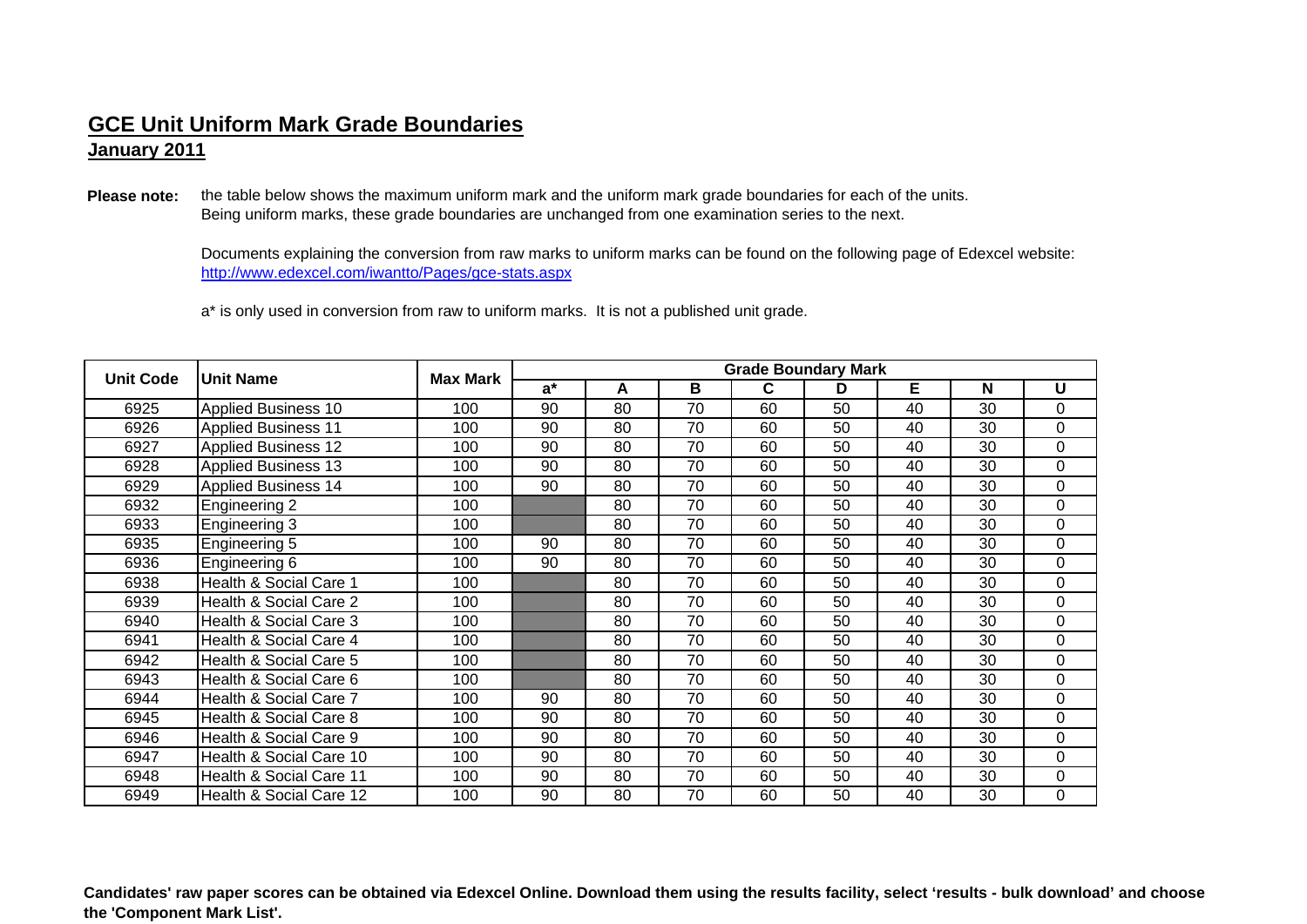## GCE Unit Uniform Mark Grade Boundaries
### January 2011

**Please note:** the table below shows the maximum uniform mark and the uniform mark grade boundaries for each of the units. Being uniform marks, these grade boundaries are unchanged from one examination series to the next.

Documents explaining the conversion from raw marks to uniform marks can be found on the following page of Edexcel website: [http://www.edexcel.com/iwantto/Pages/gce-stats.aspx](http://www.edexcel.com/iwantto/Pages/gce-stats.aspx)

a* is only used in conversion from raw to uniform marks. It is not a published unit grade.

| Unit Code | Unit Name | Max Mark | Grade Boundary Mark | | | | | | | |
|---|---|---|---|---|---|---|---|---|---|---|
| | | | a* | A | B | C | D | E | N | U |
| 6925 | Applied Business 10 | 100 | 90 | 80 | 70 | 60 | 50 | 40 | 30 | 0 |
| 6926 | Applied Business 11 | 100 | 90 | 80 | 70 | 60 | 50 | 40 | 30 | 0 |
| 6927 | Applied Business 12 | 100 | 90 | 80 | 70 | 60 | 50 | 40 | 30 | 0 |
| 6928 | Applied Business 13 | 100 | 90 | 80 | 70 | 60 | 50 | 40 | 30 | 0 |
| 6929 | Applied Business 14 | 100 | 90 | 80 | 70 | 60 | 50 | 40 | 30 | 0 |
| 6932 | Engineering 2 | 100 | | 80 | 70 | 60 | 50 | 40 | 30 | 0 |
| 6933 | Engineering 3 | 100 | | 80 | 70 | 60 | 50 | 40 | 30 | 0 |
| 6935 | Engineering 5 | 100 | 90 | 80 | 70 | 60 | 50 | 40 | 30 | 0 |
| 6936 | Engineering 6 | 100 | 90 | 80 | 70 | 60 | 50 | 40 | 30 | 0 |
| 6938 | Health & Social Care 1 | 100 | | 80 | 70 | 60 | 50 | 40 | 30 | 0 |
| 6939 | Health & Social Care 2 | 100 | | 80 | 70 | 60 | 50 | 40 | 30 | 0 |
| 6940 | Health & Social Care 3 | 100 | | 80 | 70 | 60 | 50 | 40 | 30 | 0 |
| 6941 | Health & Social Care 4 | 100 | | 80 | 70 | 60 | 50 | 40 | 30 | 0 |
| 6942 | Health & Social Care 5 | 100 | | 80 | 70 | 60 | 50 | 40 | 30 | 0 |
| 6943 | Health & Social Care 6 | 100 | | 80 | 70 | 60 | 50 | 40 | 30 | 0 |
| 6944 | Health & Social Care 7 | 100 | 90 | 80 | 70 | 60 | 50 | 40 | 30 | 0 |
| 6945 | Health & Social Care 8 | 100 | 90 | 80 | 70 | 60 | 50 | 40 | 30 | 0 |
| 6946 | Health & Social Care 9 | 100 | 90 | 80 | 70 | 60 | 50 | 40 | 30 | 0 |
| 6947 | Health & Social Care 10 | 100 | 90 | 80 | 70 | 60 | 50 | 40 | 30 | 0 |
| 6948 | Health & Social Care 11 | 100 | 90 | 80 | 70 | 60 | 50 | 40 | 30 | 0 |
| 6949 | Health & Social Care 12 | 100 | 90 | 80 | 70 | 60 | 50 | 40 | 30 | 0 |

**Candidates' raw paper scores can be obtained via Edexcel Online. Download them using the results facility, select 'results - bulk download' and choose the 'Component Mark List'.**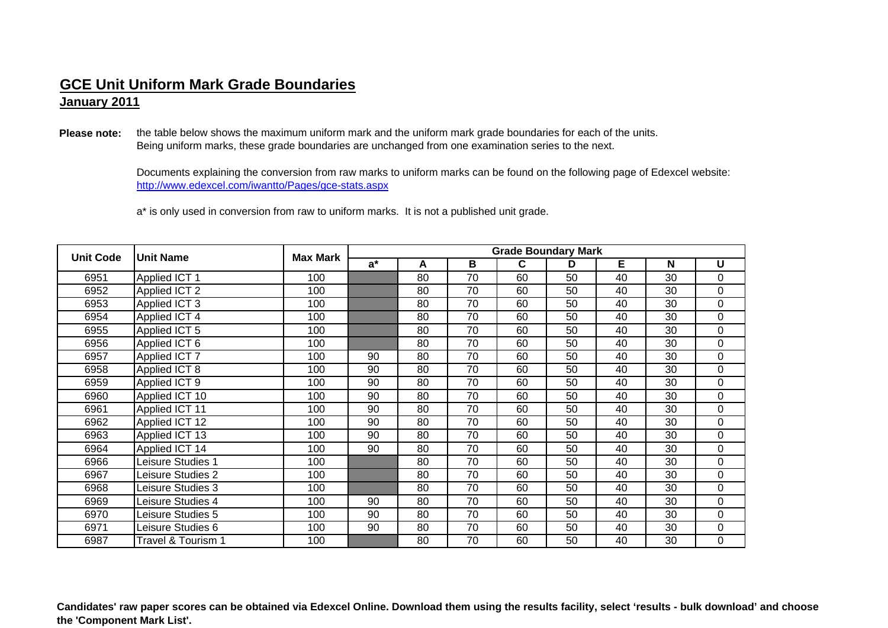## GCE Unit Uniform Mark Grade Boundaries

**January 2011**

**Please note:** the table below shows the maximum uniform mark and the uniform mark grade boundaries for each of the units. Being uniform marks, these grade boundaries are unchanged from one examination series to the next.

Documents explaining the conversion from raw marks to uniform marks can be found on the following page of Edexcel website: http://www.edexcel.com/iwantto/Pages/gce-stats.aspx

a* is only used in conversion from raw to uniform marks. It is not a published unit grade.

| Unit Code | Unit Name | Max Mark | Grade Boundary Mark | | | | | | | |
|---|---|---|---|---|---|---|---|---|---|---|
| | | | a* | A | B | C | D | E | N | U |
| 6951 | Applied ICT 1 | 100 | | 80 | 70 | 60 | 50 | 40 | 30 | 0 |
| 6952 | Applied ICT 2 | 100 | | 80 | 70 | 60 | 50 | 40 | 30 | 0 |
| 6953 | Applied ICT 3 | 100 | | 80 | 70 | 60 | 50 | 40 | 30 | 0 |
| 6954 | Applied ICT 4 | 100 | | 80 | 70 | 60 | 50 | 40 | 30 | 0 |
| 6955 | Applied ICT 5 | 100 | | 80 | 70 | 60 | 50 | 40 | 30 | 0 |
| 6956 | Applied ICT 6 | 100 | | 80 | 70 | 60 | 50 | 40 | 30 | 0 |
| 6957 | Applied ICT 7 | 100 | 90 | 80 | 70 | 60 | 50 | 40 | 30 | 0 |
| 6958 | Applied ICT 8 | 100 | 90 | 80 | 70 | 60 | 50 | 40 | 30 | 0 |
| 6959 | Applied ICT 9 | 100 | 90 | 80 | 70 | 60 | 50 | 40 | 30 | 0 |
| 6960 | Applied ICT 10 | 100 | 90 | 80 | 70 | 60 | 50 | 40 | 30 | 0 |
| 6961 | Applied ICT 11 | 100 | 90 | 80 | 70 | 60 | 50 | 40 | 30 | 0 |
| 6962 | Applied ICT 12 | 100 | 90 | 80 | 70 | 60 | 50 | 40 | 30 | 0 |
| 6963 | Applied ICT 13 | 100 | 90 | 80 | 70 | 60 | 50 | 40 | 30 | 0 |
| 6964 | Applied ICT 14 | 100 | 90 | 80 | 70 | 60 | 50 | 40 | 30 | 0 |
| 6966 | Leisure Studies 1 | 100 | | 80 | 70 | 60 | 50 | 40 | 30 | 0 |
| 6967 | Leisure Studies 2 | 100 | | 80 | 70 | 60 | 50 | 40 | 30 | 0 |
| 6968 | Leisure Studies 3 | 100 | | 80 | 70 | 60 | 50 | 40 | 30 | 0 |
| 6969 | Leisure Studies 4 | 100 | 90 | 80 | 70 | 60 | 50 | 40 | 30 | 0 |
| 6970 | Leisure Studies 5 | 100 | 90 | 80 | 70 | 60 | 50 | 40 | 30 | 0 |
| 6971 | Leisure Studies 6 | 100 | 90 | 80 | 70 | 60 | 50 | 40 | 30 | 0 |
| 6987 | Travel & Tourism 1 | 100 | | 80 | 70 | 60 | 50 | 40 | 30 | 0 |

**Candidates' raw paper scores can be obtained via Edexcel Online. Download them using the results facility, select 'results - bulk download' and choose the 'Component Mark List'.**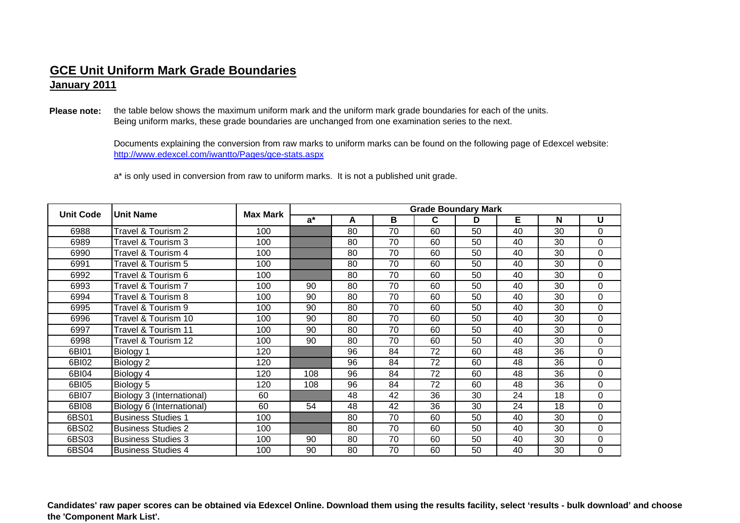## GCE Unit Uniform Mark Grade Boundaries

**January 2011**

**Please note:** the table below shows the maximum uniform mark and the uniform mark grade boundaries for each of the units. Being uniform marks, these grade boundaries are unchanged from one examination series to the next.

Documents explaining the conversion from raw marks to uniform marks can be found on the following page of Edexcel website: http://www.edexcel.com/iwantto/Pages/gce-stats.aspx

a* is only used in conversion from raw to uniform marks. It is not a published unit grade.

| Unit Code | Unit Name | Max Mark | Grade Boundary Mark | | | | | | | |
|---|---|---|---|---|---|---|---|---|---|---|
| | | | a* | A | B | C | D | E | N | U |
| 6988 | Travel & Tourism 2 | 100 | | 80 | 70 | 60 | 50 | 40 | 30 | 0 |
| 6989 | Travel & Tourism 3 | 100 | | 80 | 70 | 60 | 50 | 40 | 30 | 0 |
| 6990 | Travel & Tourism 4 | 100 | | 80 | 70 | 60 | 50 | 40 | 30 | 0 |
| 6991 | Travel & Tourism 5 | 100 | | 80 | 70 | 60 | 50 | 40 | 30 | 0 |
| 6992 | Travel & Tourism 6 | 100 | | 80 | 70 | 60 | 50 | 40 | 30 | 0 |
| 6993 | Travel & Tourism 7 | 100 | 90 | 80 | 70 | 60 | 50 | 40 | 30 | 0 |
| 6994 | Travel & Tourism 8 | 100 | 90 | 80 | 70 | 60 | 50 | 40 | 30 | 0 |
| 6995 | Travel & Tourism 9 | 100 | 90 | 80 | 70 | 60 | 50 | 40 | 30 | 0 |
| 6996 | Travel & Tourism 10 | 100 | 90 | 80 | 70 | 60 | 50 | 40 | 30 | 0 |
| 6997 | Travel & Tourism 11 | 100 | 90 | 80 | 70 | 60 | 50 | 40 | 30 | 0 |
| 6998 | Travel & Tourism 12 | 100 | 90 | 80 | 70 | 60 | 50 | 40 | 30 | 0 |
| 6BI01 | Biology 1 | 120 | | 96 | 84 | 72 | 60 | 48 | 36 | 0 |
| 6BI02 | Biology 2 | 120 | | 96 | 84 | 72 | 60 | 48 | 36 | 0 |
| 6BI04 | Biology 4 | 120 | 108 | 96 | 84 | 72 | 60 | 48 | 36 | 0 |
| 6BI05 | Biology 5 | 120 | 108 | 96 | 84 | 72 | 60 | 48 | 36 | 0 |
| 6BI07 | Biology 3 (International) | 60 | | 48 | 42 | 36 | 30 | 24 | 18 | 0 |
| 6BI08 | Biology 6 (International) | 60 | 54 | 48 | 42 | 36 | 30 | 24 | 18 | 0 |
| 6BS01 | Business Studies 1 | 100 | | 80 | 70 | 60 | 50 | 40 | 30 | 0 |
| 6BS02 | Business Studies 2 | 100 | | 80 | 70 | 60 | 50 | 40 | 30 | 0 |
| 6BS03 | Business Studies 3 | 100 | 90 | 80 | 70 | 60 | 50 | 40 | 30 | 0 |
| 6BS04 | Business Studies 4 | 100 | 90 | 80 | 70 | 60 | 50 | 40 | 30 | 0 |

**Candidates' raw paper scores can be obtained via Edexcel Online. Download them using the results facility, select 'results - bulk download' and choose the 'Component Mark List'.**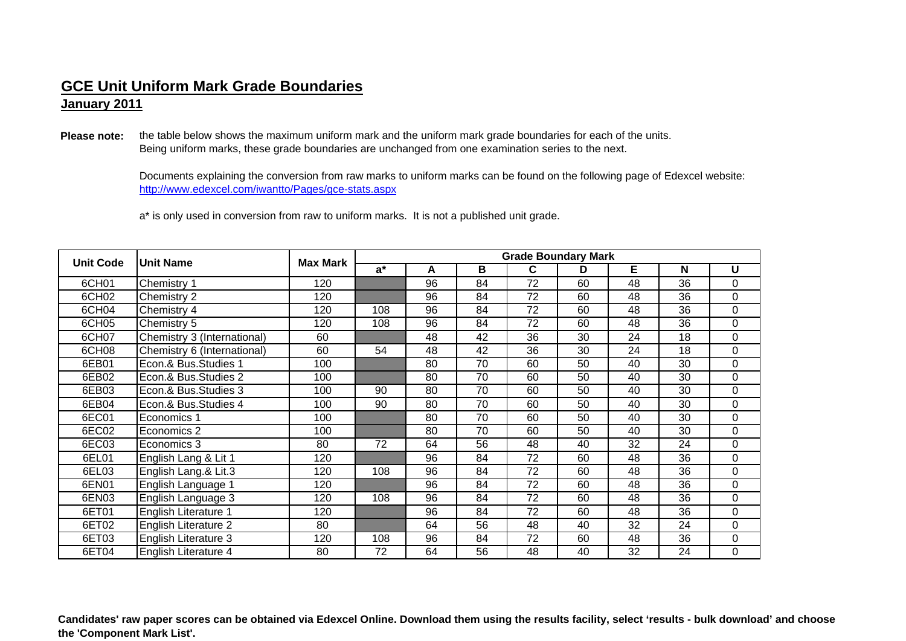## GCE Unit Uniform Mark Grade Boundaries

**January 2011**

**Please note:** the table below shows the maximum uniform mark and the uniform mark grade boundaries for each of the units. Being uniform marks, these grade boundaries are unchanged from one examination series to the next.

Documents explaining the conversion from raw marks to uniform marks can be found on the following page of Edexcel website: http://www.edexcel.com/iwantto/Pages/gce-stats.aspx

a* is only used in conversion from raw to uniform marks. It is not a published unit grade.

| Unit Code | Unit Name | Max Mark | Grade Boundary Mark | | | | | | | |
|---|---|---|---|---|---|---|---|---|---|---|
| | | | a* | A | B | C | D | E | N | U |
| 6CH01 | Chemistry 1 | 120 | | 96 | 84 | 72 | 60 | 48 | 36 | 0 |
| 6CH02 | Chemistry 2 | 120 | | 96 | 84 | 72 | 60 | 48 | 36 | 0 |
| 6CH04 | Chemistry 4 | 120 | 108 | 96 | 84 | 72 | 60 | 48 | 36 | 0 |
| 6CH05 | Chemistry 5 | 120 | 108 | 96 | 84 | 72 | 60 | 48 | 36 | 0 |
| 6CH07 | Chemistry 3 (International) | 60 | | 48 | 42 | 36 | 30 | 24 | 18 | 0 |
| 6CH08 | Chemistry 6 (International) | 60 | 54 | 48 | 42 | 36 | 30 | 24 | 18 | 0 |
| 6EB01 | Econ.& Bus.Studies 1 | 100 | | 80 | 70 | 60 | 50 | 40 | 30 | 0 |
| 6EB02 | Econ.& Bus.Studies 2 | 100 | | 80 | 70 | 60 | 50 | 40 | 30 | 0 |
| 6EB03 | Econ.& Bus.Studies 3 | 100 | 90 | 80 | 70 | 60 | 50 | 40 | 30 | 0 |
| 6EB04 | Econ.& Bus.Studies 4 | 100 | 90 | 80 | 70 | 60 | 50 | 40 | 30 | 0 |
| 6EC01 | Economics 1 | 100 | | 80 | 70 | 60 | 50 | 40 | 30 | 0 |
| 6EC02 | Economics 2 | 100 | | 80 | 70 | 60 | 50 | 40 | 30 | 0 |
| 6EC03 | Economics 3 | 80 | 72 | 64 | 56 | 48 | 40 | 32 | 24 | 0 |
| 6EL01 | English Lang & Lit 1 | 120 | | 96 | 84 | 72 | 60 | 48 | 36 | 0 |
| 6EL03 | English Lang.& Lit.3 | 120 | 108 | 96 | 84 | 72 | 60 | 48 | 36 | 0 |
| 6EN01 | English Language 1 | 120 | | 96 | 84 | 72 | 60 | 48 | 36 | 0 |
| 6EN03 | English Language 3 | 120 | 108 | 96 | 84 | 72 | 60 | 48 | 36 | 0 |
| 6ET01 | English Literature 1 | 120 | | 96 | 84 | 72 | 60 | 48 | 36 | 0 |
| 6ET02 | English Literature 2 | 80 | | 64 | 56 | 48 | 40 | 32 | 24 | 0 |
| 6ET03 | English Literature 3 | 120 | 108 | 96 | 84 | 72 | 60 | 48 | 36 | 0 |
| 6ET04 | English Literature 4 | 80 | 72 | 64 | 56 | 48 | 40 | 32 | 24 | 0 |

**Candidates' raw paper scores can be obtained via Edexcel Online. Download them using the results facility, select 'results - bulk download' and choose the 'Component Mark List'.**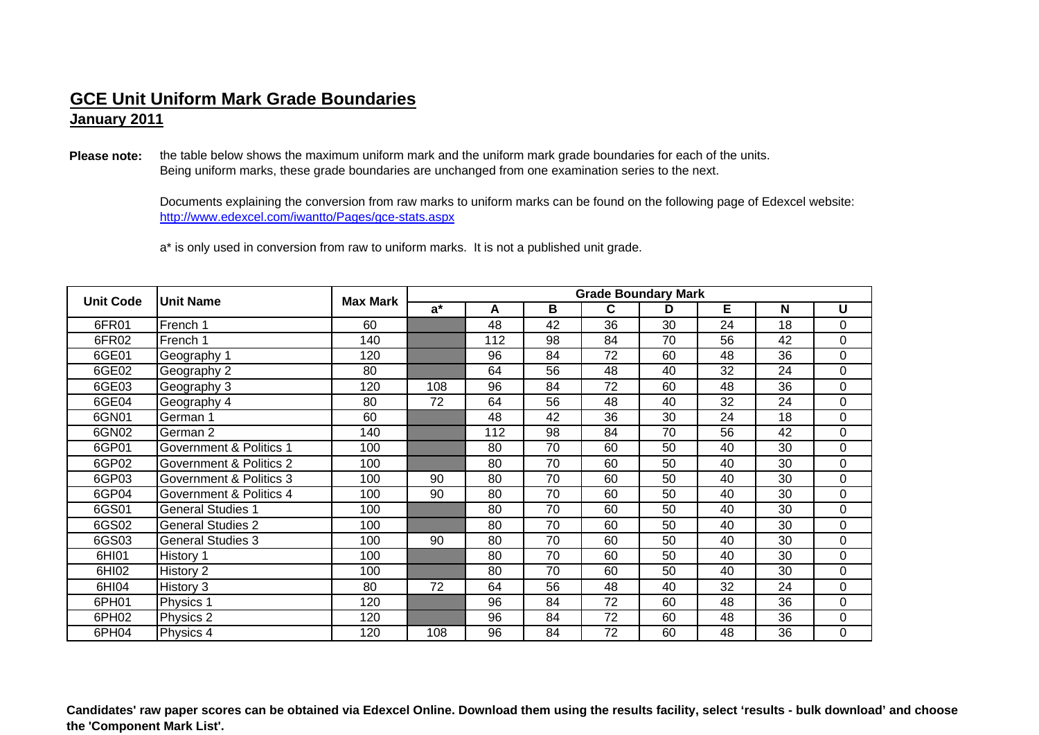## GCE Unit Uniform Mark Grade Boundaries

### January 2011

**Please note:** the table below shows the maximum uniform mark and the uniform mark grade boundaries for each of the units. Being uniform marks, these grade boundaries are unchanged from one examination series to the next.

Documents explaining the conversion from raw marks to uniform marks can be found on the following page of Edexcel website: [http://www.edexcel.com/iwantto/Pages/gce-stats.aspx](http://www.edexcel.com/iwantto/Pages/gce-stats.aspx)

a* is only used in conversion from raw to uniform marks. It is not a published unit grade.

| Unit Code | Unit Name | Max Mark | Grade Boundary Mark | | | | | | | |
|---|---|---|---|---|---|---|---|---|---|---|
| | | | a* | A | B | C | D | E | N | U |
| 6FR01 | French 1 | 60 | | 48 | 42 | 36 | 30 | 24 | 18 | 0 |
| 6FR02 | French 1 | 140 | | 112 | 98 | 84 | 70 | 56 | 42 | 0 |
| 6GE01 | Geography 1 | 120 | | 96 | 84 | 72 | 60 | 48 | 36 | 0 |
| 6GE02 | Geography 2 | 80 | | 64 | 56 | 48 | 40 | 32 | 24 | 0 |
| 6GE03 | Geography 3 | 120 | 108 | 96 | 84 | 72 | 60 | 48 | 36 | 0 |
| 6GE04 | Geography 4 | 80 | 72 | 64 | 56 | 48 | 40 | 32 | 24 | 0 |
| 6GN01 | German 1 | 60 | | 48 | 42 | 36 | 30 | 24 | 18 | 0 |
| 6GN02 | German 2 | 140 | | 112 | 98 | 84 | 70 | 56 | 42 | 0 |
| 6GP01 | Government & Politics 1 | 100 | | 80 | 70 | 60 | 50 | 40 | 30 | 0 |
| 6GP02 | Government & Politics 2 | 100 | | 80 | 70 | 60 | 50 | 40 | 30 | 0 |
| 6GP03 | Government & Politics 3 | 100 | 90 | 80 | 70 | 60 | 50 | 40 | 30 | 0 |
| 6GP04 | Government & Politics 4 | 100 | 90 | 80 | 70 | 60 | 50 | 40 | 30 | 0 |
| 6GS01 | General Studies 1 | 100 | | 80 | 70 | 60 | 50 | 40 | 30 | 0 |
| 6GS02 | General Studies 2 | 100 | | 80 | 70 | 60 | 50 | 40 | 30 | 0 |
| 6GS03 | General Studies 3 | 100 | 90 | 80 | 70 | 60 | 50 | 40 | 30 | 0 |
| 6HI01 | History 1 | 100 | | 80 | 70 | 60 | 50 | 40 | 30 | 0 |
| 6HI02 | History 2 | 100 | | 80 | 70 | 60 | 50 | 40 | 30 | 0 |
| 6HI04 | History 3 | 80 | 72 | 64 | 56 | 48 | 40 | 32 | 24 | 0 |
| 6PH01 | Physics 1 | 120 | | 96 | 84 | 72 | 60 | 48 | 36 | 0 |
| 6PH02 | Physics 2 | 120 | | 96 | 84 | 72 | 60 | 48 | 36 | 0 |
| 6PH04 | Physics 4 | 120 | 108 | 96 | 84 | 72 | 60 | 48 | 36 | 0 |

**Candidates' raw paper scores can be obtained via Edexcel Online. Download them using the results facility, select 'results - bulk download' and choose the 'Component Mark List'.**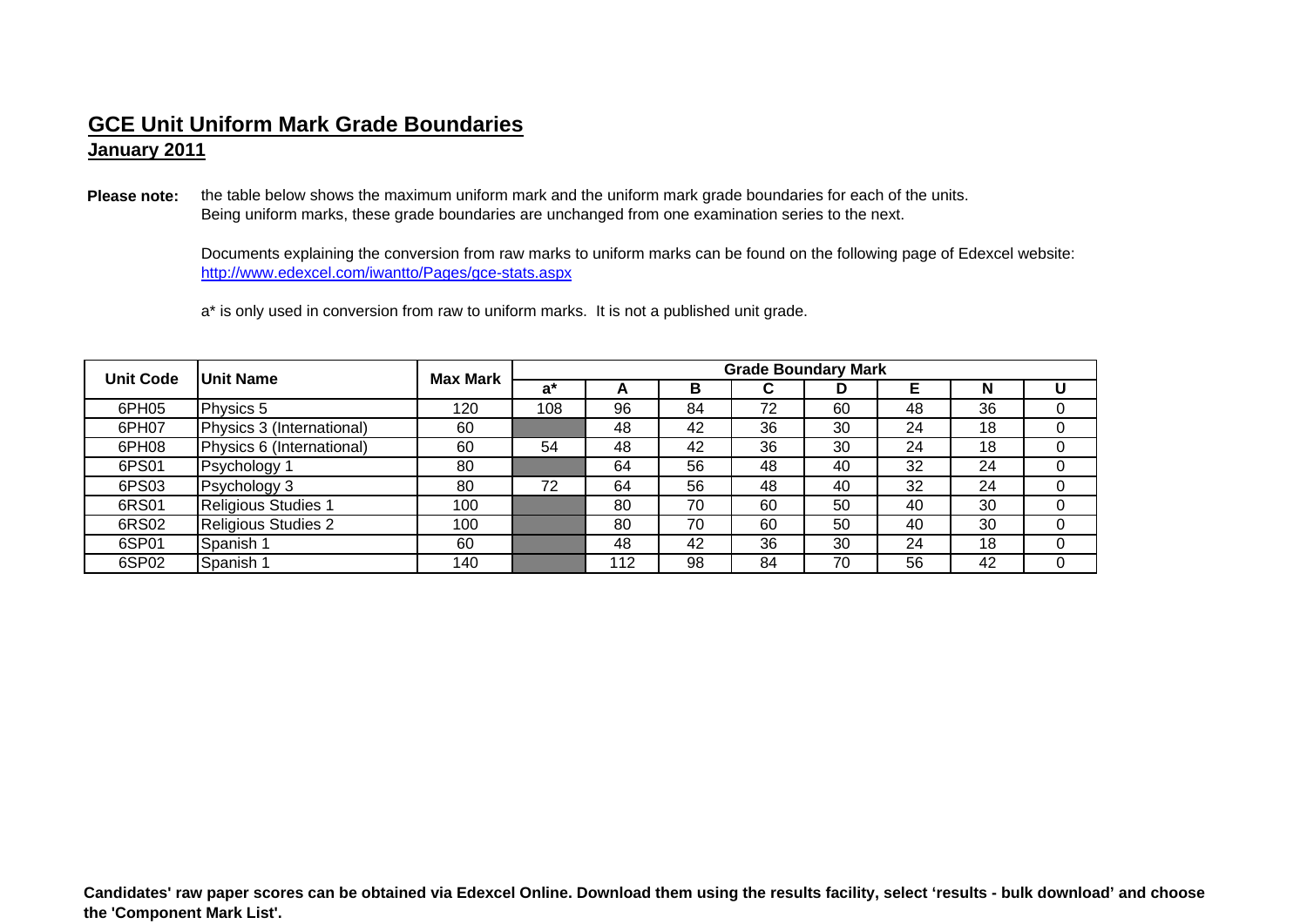## GCE Unit Uniform Mark Grade Boundaries

**January 2011**

**Please note:** the table below shows the maximum uniform mark and the uniform mark grade boundaries for each of the units. Being uniform marks, these grade boundaries are unchanged from one examination series to the next.

Documents explaining the conversion from raw marks to uniform marks can be found on the following page of Edexcel website: [http://www.edexcel.com/iwantto/Pages/gce-stats.aspx](http://www.edexcel.com/iwantto/Pages/gce-stats.aspx)

a* is only used in conversion from raw to uniform marks. It is not a published unit grade.

| Unit Code | Unit Name | Max Mark | Grade Boundary Mark | | | | | | | |
|---|---|---|---|---|---|---|---|---|---|---|
| | | | a* | A | B | C | D | E | N | U |
| 6PH05 | Physics 5 | 120 | 108 | 96 | 84 | 72 | 60 | 48 | 36 | 0 |
| 6PH07 | Physics 3 (International) | 60 | | 48 | 42 | 36 | 30 | 24 | 18 | 0 |
| 6PH08 | Physics 6 (International) | 60 | 54 | 48 | 42 | 36 | 30 | 24 | 18 | 0 |
| 6PS01 | Psychology 1 | 80 | | 64 | 56 | 48 | 40 | 32 | 24 | 0 |
| 6PS03 | Psychology 3 | 80 | 72 | 64 | 56 | 48 | 40 | 32 | 24 | 0 |
| 6RS01 | Religious Studies 1 | 100 | | 80 | 70 | 60 | 50 | 40 | 30 | 0 |
| 6RS02 | Religious Studies 2 | 100 | | 80 | 70 | 60 | 50 | 40 | 30 | 0 |
| 6SP01 | Spanish 1 | 60 | | 48 | 42 | 36 | 30 | 24 | 18 | 0 |
| 6SP02 | Spanish 1 | 140 | | 112 | 98 | 84 | 70 | 56 | 42 | 0 |

**Candidates' raw paper scores can be obtained via Edexcel Online. Download them using the results facility, select 'results - bulk download' and choose the 'Component Mark List'.**